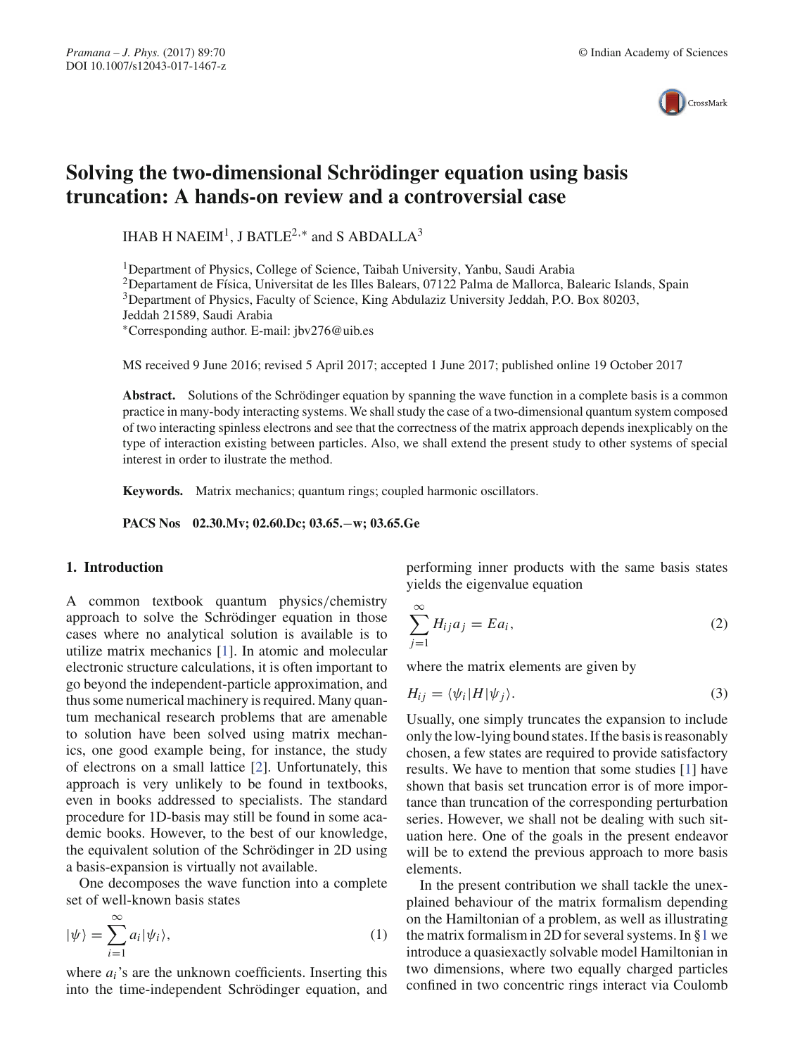# Solving the two-dimensional Schrödinger equation using basis truncation: A hands-on review and a controversial case

IHAB H NAEIM[1], J BATLE[2,*] and S ABDALLA[3]

[1]Department of Physics, College of Science, Taibah University, Yanbu, Saudi Arabia
[2]Departament de Física, Universitat de les Illes Balears, 07122 Palma de Mallorca, Balearic Islands, Spain
[3]Department of Physics, Faculty of Science, King Abdulaziz University Jeddah, P.O. Box 80203, Jeddah 21589, Saudi Arabia
*Corresponding author. E-mail: jbv276@uib.es

MS received 9 June 2016; revised 5 April 2017; accepted 1 June 2017; published online 19 October 2017

**Abstract.** Solutions of the Schrödinger equation by spanning the wave function in a complete basis is a common practice in many-body interacting systems. We shall study the case of a two-dimensional quantum system composed of two interacting spinless electrons and see that the correctness of the matrix approach depends inexplicably on the type of interaction existing between particles. Also, we shall extend the present study to other systems of special interest in order to ilustrate the method.

**Keywords.** Matrix mechanics; quantum rings; coupled harmonic oscillators.

**PACS Nos** 02.30.Mv; 02.60.Dc; 03.65.−w; 03.65.Ge

## 1. Introduction

A common textbook quantum physics/chemistry approach to solve the Schrödinger equation in those cases where no analytical solution is available is to utilize matrix mechanics [1]. In atomic and molecular electronic structure calculations, it is often important to go beyond the independent-particle approximation, and thus some numerical machinery is required. Many quantum mechanical research problems that are amenable to solution have been solved using matrix mechanics, one good example being, for instance, the study of electrons on a small lattice [2]. Unfortunately, this approach is very unlikely to be found in textbooks, even in books addressed to specialists. The standard procedure for 1D-basis may still be found in some academic books. However, to the best of our knowledge, the equivalent solution of the Schrödinger in 2D using a basis-expansion is virtually not available.

One decomposes the wave function into a complete set of well-known basis states

$$|\psi\rangle = \sum_{i=1}^{\infty} a_i |\psi_i\rangle, \tag{1}$$

where $a_i$'s are the unknown coefficients. Inserting this into the time-independent Schrödinger equation, and performing inner products with the same basis states yields the eigenvalue equation

$$\sum_{j=1}^{\infty} H_{ij} a_j = E a_i, \tag{2}$$

where the matrix elements are given by

$$H_{ij} = \langle \psi_i | H | \psi_j \rangle. \tag{3}$$

Usually, one simply truncates the expansion to include only the low-lying bound states. If the basis is reasonably chosen, a few states are required to provide satisfactory results. We have to mention that some studies [1] have shown that basis set truncation error is of more importance than truncation of the corresponding perturbation series. However, we shall not be dealing with such situation here. One of the goals in the present endeavor will be to extend the previous approach to more basis elements.

In the present contribution we shall tackle the unexplained behaviour of the matrix formalism depending on the Hamiltonian of a problem, as well as illustrating the matrix formalism in 2D for several systems. In §1 we introduce a quasiexactly solvable model Hamiltonian in two dimensions, where two equally charged particles confined in two concentric rings interact via Coulomb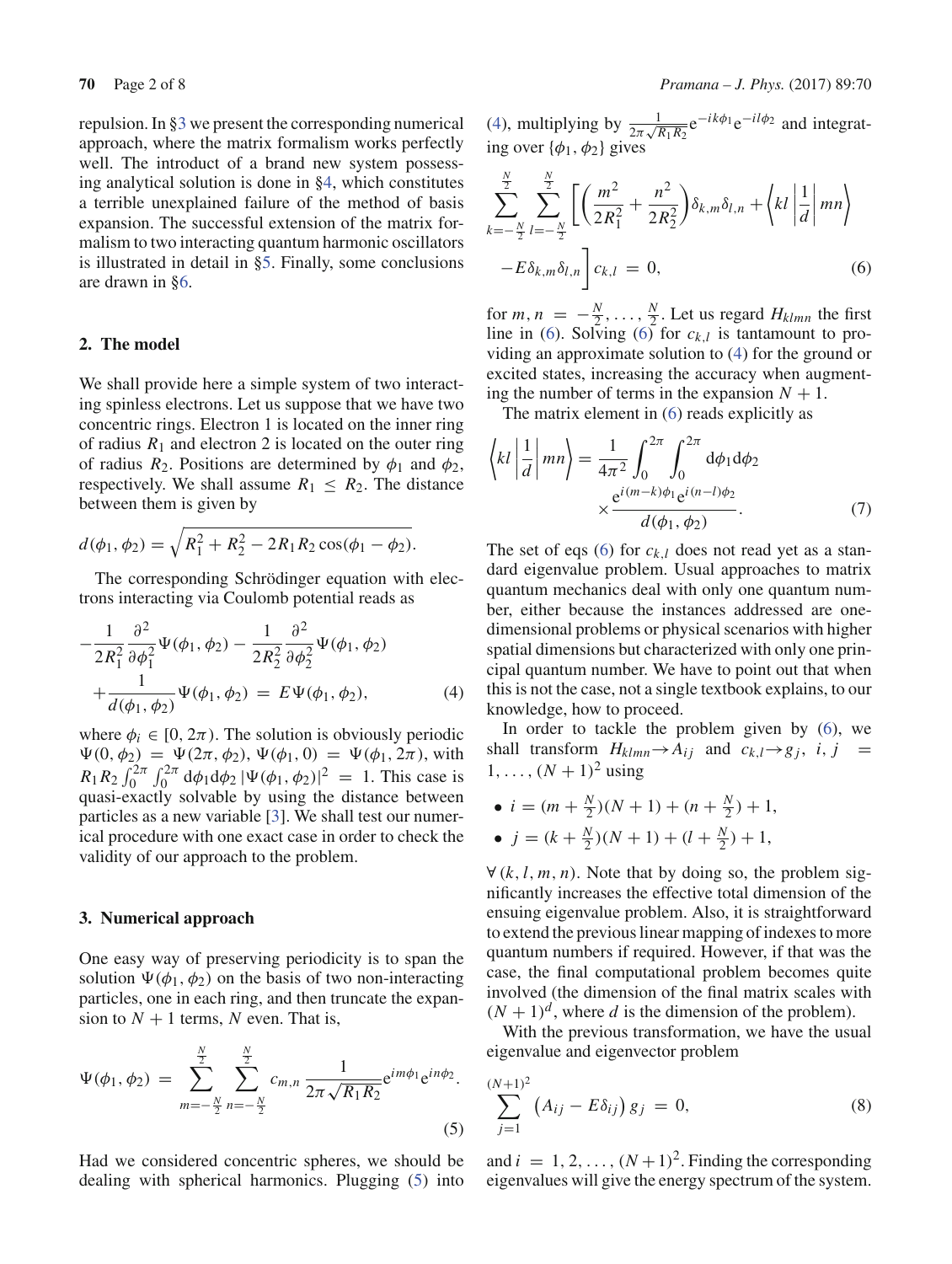repulsion. In §3 we present the corresponding numerical approach, where the matrix formalism works perfectly well. The introduct of a brand new system possessing analytical solution is done in §4, which constitutes a terrible unexplained failure of the method of basis expansion. The successful extension of the matrix formalism to two interacting quantum harmonic oscillators is illustrated in detail in §5. Finally, some conclusions are drawn in §6.

## 2. The model

We shall provide here a simple system of two interacting spinless electrons. Let us suppose that we have two concentric rings. Electron 1 is located on the inner ring of radius $R_1$ and electron 2 is located on the outer ring of radius $R_2$. Positions are determined by $\phi_1$ and $\phi_2$, respectively. We shall assume $R_1 \leq R_2$. The distance between them is given by

$$d(\phi_1, \phi_2) = \sqrt{R_1^2 + R_2^2 - 2R_1R_2\cos(\phi_1 - \phi_2)}.$$

The corresponding Schrödinger equation with electrons interacting via Coulomb potential reads as

$$-\frac{1}{2R_1^2}\frac{\partial^2}{\partial\phi_1^2}\Psi(\phi_1,\phi_2) - \frac{1}{2R_2^2}\frac{\partial^2}{\partial\phi_2^2}\Psi(\phi_1,\phi_2) + \frac{1}{d(\phi_1,\phi_2)}\Psi(\phi_1,\phi_2) = E\Psi(\phi_1,\phi_2), \tag{4}$$

where $\phi_i \in [0, 2\pi)$. The solution is obviously periodic $\Psi(0,\phi_2) = \Psi(2\pi,\phi_2)$, $\Psi(\phi_1, 0) = \Psi(\phi_1, 2\pi)$, with $R_1R_2\int_0^{2\pi}\int_0^{2\pi} \mathrm{d}\phi_1\mathrm{d}\phi_2\,|\Psi(\phi_1,\phi_2)|^2 = 1$. This case is quasi-exactly solvable by using the distance between particles as a new variable [3]. We shall test our numerical procedure with one exact case in order to check the validity of our approach to the problem.

## 3. Numerical approach

One easy way of preserving periodicity is to span the solution $\Psi(\phi_1,\phi_2)$ on the basis of two non-interacting particles, one in each ring, and then truncate the expansion to $N+1$ terms, $N$ even. That is,

$$\Psi(\phi_1,\phi_2) = \sum_{m=-\frac{N}{2}}^{\frac{N}{2}}\sum_{n=-\frac{N}{2}}^{\frac{N}{2}} c_{m,n}\,\frac{1}{2\pi\sqrt{R_1R_2}}\mathrm{e}^{im\phi_1}\mathrm{e}^{in\phi_2}. \tag{5}$$

Had we considered concentric spheres, we should be dealing with spherical harmonics. Plugging (5) into (4), multiplying by $\frac{1}{2\pi\sqrt{R_1R_2}}\mathrm{e}^{-ik\phi_1}\mathrm{e}^{-il\phi_2}$ and integrating over $\{\phi_1,\phi_2\}$ gives

$$\sum_{k=-\frac{N}{2}}^{\frac{N}{2}}\sum_{l=-\frac{N}{2}}^{\frac{N}{2}}\left[\left(\frac{m^2}{2R_1^2}+\frac{n^2}{2R_2^2}\right)\delta_{k,m}\delta_{l,n} + \left\langle kl\left|\frac{1}{d}\right|mn\right\rangle - E\delta_{k,m}\delta_{l,n}\right]c_{k,l} = 0, \tag{6}$$

for $m, n = -\frac{N}{2},\ldots,\frac{N}{2}$. Let us regard $H_{klmn}$ the first line in (6). Solving (6) for $c_{k,l}$ is tantamount to providing an approximate solution to (4) for the ground or excited states, increasing the accuracy when augmenting the number of terms in the expansion $N+1$.

The matrix element in (6) reads explicitly as

$$\left\langle kl\left|\frac{1}{d}\right|mn\right\rangle = \frac{1}{4\pi^2}\int_0^{2\pi}\int_0^{2\pi}\mathrm{d}\phi_1\mathrm{d}\phi_2 \times\frac{\mathrm{e}^{i(m-k)\phi_1}\mathrm{e}^{i(n-l)\phi_2}}{d(\phi_1,\phi_2)}. \tag{7}$$

The set of eqs (6) for $c_{k,l}$ does not read yet as a standard eigenvalue problem. Usual approaches to matrix quantum mechanics deal with only one quantum number, either because the instances addressed are one-dimensional problems or physical scenarios with higher spatial dimensions but characterized with only one principal quantum number. We have to point out that when this is not the case, not a single textbook explains, to our knowledge, how to proceed.

In order to tackle the problem given by (6), we shall transform $H_{klmn} \rightarrow A_{ij}$ and $c_{k,l} \rightarrow g_j$, $i, j = 1,\ldots,(N+1)^2$ using

- $i = (m+\frac{N}{2})(N+1) + (n+\frac{N}{2}) + 1$,
- $j = (k+\frac{N}{2})(N+1) + (l+\frac{N}{2}) + 1$,

$\forall\,(k,l,m,n)$. Note that by doing so, the problem significantly increases the effective total dimension of the ensuing eigenvalue problem. Also, it is straightforward to extend the previous linear mapping of indexes to more quantum numbers if required. However, if that was the case, the final computational problem becomes quite involved (the dimension of the final matrix scales with $(N+1)^d$, where $d$ is the dimension of the problem).

With the previous transformation, we have the usual eigenvalue and eigenvector problem

$$\sum_{j=1}^{(N+1)^2}\left(A_{ij} - E\delta_{ij}\right)g_j = 0, \tag{8}$$

and $i = 1, 2, \ldots, (N+1)^2$. Finding the corresponding eigenvalues will give the energy spectrum of the system.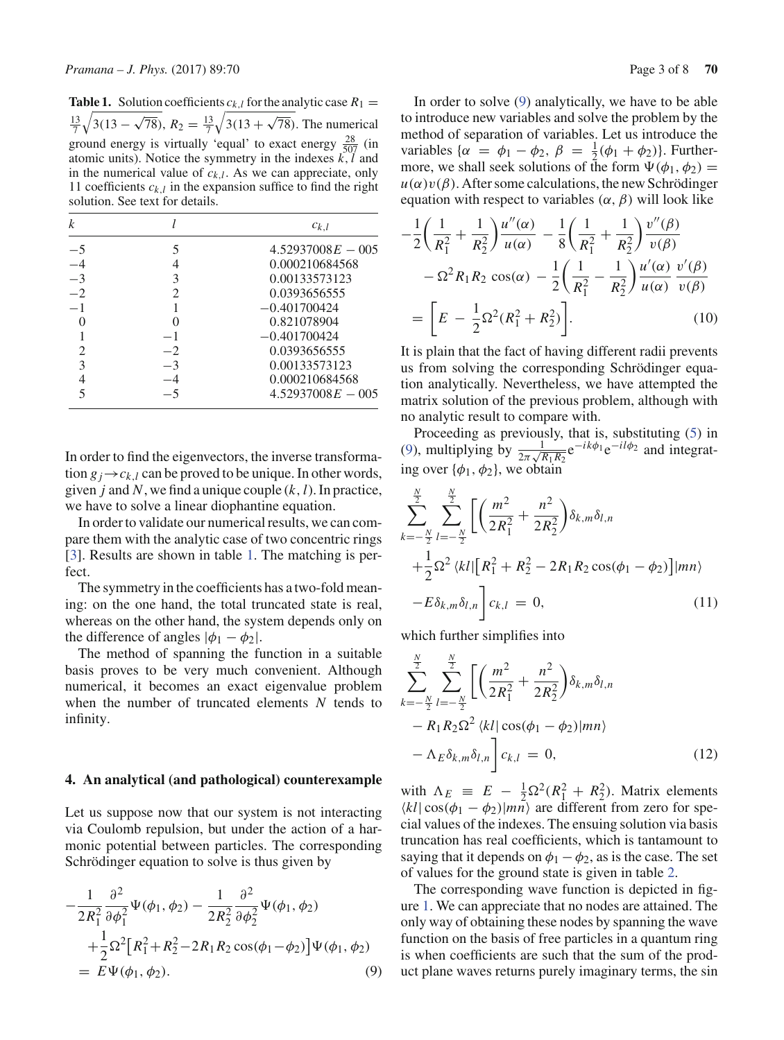**Table 1.** Solution coefficients $c_{k,l}$ for the analytic case $R_1 = \frac{13}{7}\sqrt{3(13-\sqrt{78})}$, $R_2 = \frac{13}{7}\sqrt{3(13+\sqrt{78})}$. The numerical ground energy is virtually 'equal' to exact energy $\frac{28}{507}$ (in atomic units). Notice the symmetry in the indexes $k, l$ and in the numerical value of $c_{k,l}$. As we can appreciate, only 11 coefficients $c_{k,l}$ in the expansion suffice to find the right solution. See text for details.

| $k$ | $l$ | $c_{k,l}$ |
|---|---|---|
| −5 | 5 | 4.52937008*E* − 005 |
| −4 | 4 | 0.000210684568 |
| −3 | 3 | 0.00133573123 |
| −2 | 2 | 0.0393656555 |
| −1 | 1 | −0.401700424 |
| 0 | 0 | 0.821078904 |
| 1 | −1 | −0.401700424 |
| 2 | −2 | 0.0393656555 |
| 3 | −3 | 0.00133573123 |
| 4 | −4 | 0.000210684568 |
| 5 | −5 | 4.52937008*E* − 005 |

In order to find the eigenvectors, the inverse transformation $g_j \rightarrow c_{k,l}$ can be proved to be unique. In other words, given $j$ and $N$, we find a unique couple $(k, l)$. In practice, we have to solve a linear diophantine equation.

In order to validate our numerical results, we can compare them with the analytic case of two concentric rings [3]. Results are shown in table 1. The matching is perfect.

The symmetry in the coefficients has a two-fold meaning: on the one hand, the total truncated state is real, whereas on the other hand, the system depends only on the difference of angles $|\phi_1 - \phi_2|$.

The method of spanning the function in a suitable basis proves to be very much convenient. Although numerical, it becomes an exact eigenvalue problem when the number of truncated elements $N$ tends to infinity.

## 4. An analytical (and pathological) counterexample

Let us suppose now that our system is not interacting via Coulomb repulsion, but under the action of a harmonic potential between particles. The corresponding Schrödinger equation to solve is thus given by

$$
\begin{aligned}
&-\frac{1}{2R_1^2}\frac{\partial^2}{\partial\phi_1^2}\Psi(\phi_1,\phi_2) - \frac{1}{2R_2^2}\frac{\partial^2}{\partial\phi_2^2}\Psi(\phi_1,\phi_2) \\
&\quad + \frac{1}{2}\Omega^2\left[R_1^2 + R_2^2 - 2R_1R_2\cos(\phi_1-\phi_2)\right]\Psi(\phi_1,\phi_2) \\
&= E\Psi(\phi_1,\phi_2). \qquad (9)
\end{aligned}
$$

In order to solve (9) analytically, we have to be able to introduce new variables and solve the problem by the method of separation of variables. Let us introduce the variables $\{\alpha = \phi_1 - \phi_2,\ \beta = \frac{1}{2}(\phi_1 + \phi_2)\}$. Furthermore, we shall seek solutions of the form $\Psi(\phi_1, \phi_2) = u(\alpha)v(\beta)$. After some calculations, the new Schrödinger equation with respect to variables $(\alpha, \beta)$ will look like

$$
\begin{aligned}
&-\frac{1}{2}\left(\frac{1}{R_1^2}+\frac{1}{R_2^2}\right)\frac{u''(\alpha)}{u(\alpha)} - \frac{1}{8}\left(\frac{1}{R_1^2}+\frac{1}{R_2^2}\right)\frac{v''(\beta)}{v(\beta)} \\
&\quad - \Omega^2 R_1R_2\cos(\alpha) - \frac{1}{2}\left(\frac{1}{R_1^2}-\frac{1}{R_2^2}\right)\frac{u'(\alpha)}{u(\alpha)}\frac{v'(\beta)}{v(\beta)} \\
&= \left[E - \frac{1}{2}\Omega^2(R_1^2+R_2^2)\right]. \qquad (10)
\end{aligned}
$$

It is plain that the fact of having different radii prevents us from solving the corresponding Schrödinger equation analytically. Nevertheless, we have attempted the matrix solution of the previous problem, although with no analytic result to compare with.

Proceeding as previously, that is, substituting (5) in (9), multiplying by $\frac{1}{2\pi\sqrt{R_1R_2}}e^{-ik\phi_1}e^{-il\phi_2}$ and integrating over $\{\phi_1, \phi_2\}$, we obtain

$$
\begin{aligned}
&\sum_{k=-\frac{N}{2}}^{\frac{N}{2}}\sum_{l=-\frac{N}{2}}^{\frac{N}{2}}\Bigg[\left(\frac{m^2}{2R_1^2}+\frac{n^2}{2R_2^2}\right)\delta_{k,m}\delta_{l,n} \\
&\quad + \frac{1}{2}\Omega^2\langle kl|\left[R_1^2+R_2^2-2R_1R_2\cos(\phi_1-\phi_2)\right]|mn\rangle \\
&\quad - E\delta_{k,m}\delta_{l,n}\Bigg]c_{k,l} = 0, \qquad (11)
\end{aligned}
$$

which further simplifies into

$$
\begin{aligned}
&\sum_{k=-\frac{N}{2}}^{\frac{N}{2}}\sum_{l=-\frac{N}{2}}^{\frac{N}{2}}\Bigg[\left(\frac{m^2}{2R_1^2}+\frac{n^2}{2R_2^2}\right)\delta_{k,m}\delta_{l,n} \\
&\quad - R_1R_2\Omega^2\langle kl|\cos(\phi_1-\phi_2)|mn\rangle \\
&\quad - \Lambda_E\delta_{k,m}\delta_{l,n}\Bigg]c_{k,l} = 0, \qquad (12)
\end{aligned}
$$

with $\Lambda_E \equiv E - \frac{1}{2}\Omega^2(R_1^2 + R_2^2)$. Matrix elements $\langle kl|\cos(\phi_1 - \phi_2)|mn\rangle$ are different from zero for special values of the indexes. The ensuing solution via basis truncation has real coefficients, which is tantamount to saying that it depends on $\phi_1 - \phi_2$, as is the case. The set of values for the ground state is given in table 2.

The corresponding wave function is depicted in figure 1. We can appreciate that no nodes are attained. The only way of obtaining these nodes by spanning the wave function on the basis of free particles in a quantum ring is when coefficients are such that the sum of the product plane waves returns purely imaginary terms, the sin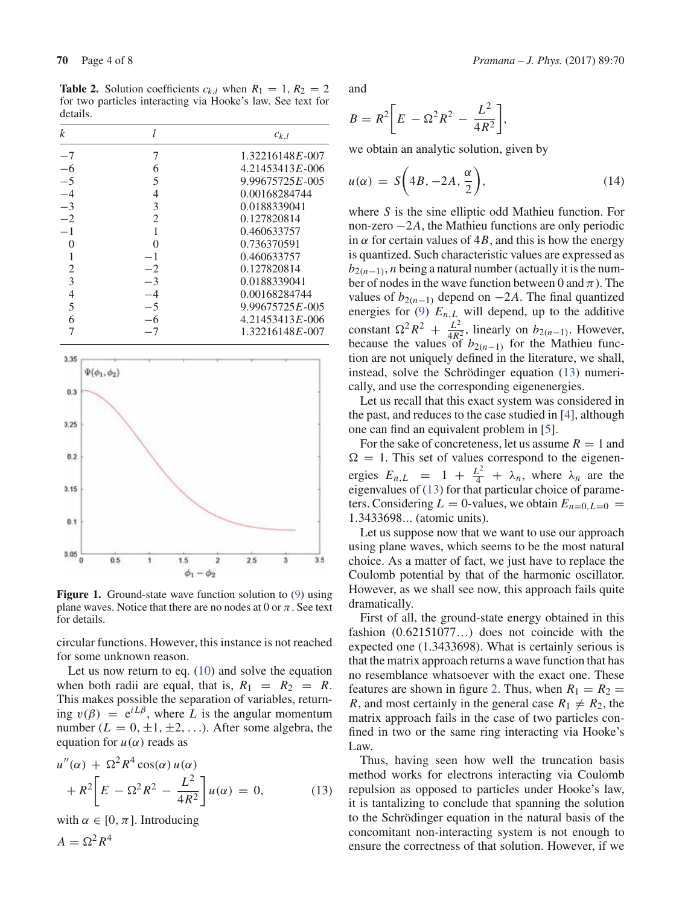**Table 2.** Solution coefficients $c_{k,l}$ when $R_1 = 1, R_2 = 2$ for two particles interacting via Hooke's law. See text for details.

| $k$ | $l$ | $c_{k,l}$ |
|---|---|---|
| −7 | 7 | 1.32216148$E$-007 |
| −6 | 6 | 4.21453413$E$-006 |
| −5 | 5 | 9.99675725$E$-005 |
| −4 | 4 | 0.00168284744 |
| −3 | 3 | 0.0188339041 |
| −2 | 2 | 0.127820814 |
| −1 | 1 | 0.460633757 |
| 0 | 0 | 0.736370591 |
| 1 | −1 | 0.460633757 |
| 2 | −2 | 0.127820814 |
| 3 | −3 | 0.0188339041 |
| 4 | −4 | 0.00168284744 |
| 5 | −5 | 9.99675725$E$-005 |
| 6 | −6 | 4.21453413$E$-006 |
| 7 | −7 | 1.32216148$E$-007 |

**Figure 1.** Ground-state wave function solution to (9) using plane waves. Notice that there are no nodes at 0 or $\pi$. See text for details.

circular functions. However, this instance is not reached for some unknown reason.

Let us now return to eq. (10) and solve the equation when both radii are equal, that is, $R_1 = R_2 = R$. This makes possible the separation of variables, returning $v(\beta) = e^{iL\beta}$, where $L$ is the angular momentum number ($L = 0, \pm 1, \pm 2, \ldots$). After some algebra, the equation for $u(\alpha)$ reads as

$$u''(\alpha) + \Omega^2 R^4 \cos(\alpha)\, u(\alpha) + R^2\left[E - \Omega^2 R^2 - \frac{L^2}{4R^2}\right] u(\alpha) = 0, \tag{13}$$

with $\alpha \in [0, \pi]$. Introducing

$$A = \Omega^2 R^4$$

and

$$B = R^2\left[E - \Omega^2 R^2 - \frac{L^2}{4R^2}\right],$$

we obtain an analytic solution, given by

$$u(\alpha) = S\left(4B, -2A, \frac{\alpha}{2}\right), \tag{14}$$

where $S$ is the sine elliptic odd Mathieu function. For non-zero $-2A$, the Mathieu functions are only periodic in $\alpha$ for certain values of $4B$, and this is how the energy is quantized. Such characteristic values are expressed as $b_{2(n-1)}$, $n$ being a natural number (actually it is the number of nodes in the wave function between 0 and $\pi$). The values of $b_{2(n-1)}$ depend on $-2A$. The final quantized energies for (9) $E_{n,L}$ will depend, up to the additive constant $\Omega^2 R^2 + \frac{L^2}{4R^2}$, linearly on $b_{2(n-1)}$. However, because the values of $b_{2(n-1)}$ for the Mathieu function are not uniquely defined in the literature, we shall, instead, solve the Schrödinger equation (13) numerically, and use the corresponding eigenenergies.

Let us recall that this exact system was considered in the past, and reduces to the case studied in [4], although one can find an equivalent problem in [5].

For the sake of concreteness, let us assume $R = 1$ and $\Omega = 1$. This set of values correspond to the eigenenergies $E_{n,L} = 1 + \frac{L^2}{4} + \lambda_n$, where $\lambda_n$ are the eigenvalues of (13) for that particular choice of parameters. Considering $L = 0$-values, we obtain $E_{n=0,L=0} = 1.3433698\ldots$ (atomic units).

Let us suppose now that we want to use our approach using plane waves, which seems to be the most natural choice. As a matter of fact, we just have to replace the Coulomb potential by that of the harmonic oscillator. However, as we shall see now, this approach fails quite dramatically.

First of all, the ground-state energy obtained in this fashion (0.62151077...) does not coincide with the expected one (1.3433698). What is certainly serious is that the matrix approach returns a wave function that has no resemblance whatsoever with the exact one. These features are shown in figure 2. Thus, when $R_1 = R_2 = R$, and most certainly in the general case $R_1 \neq R_2$, the matrix approach fails in the case of two particles confined in two or the same ring interacting via Hooke's Law.

Thus, having seen how well the truncation basis method works for electrons interacting via Coulomb repulsion as opposed to particles under Hooke's law, it is tantalizing to conclude that spanning the solution to the Schrödinger equation in the natural basis of the concomitant non-interacting system is not enough to ensure the correctness of that solution. However, if we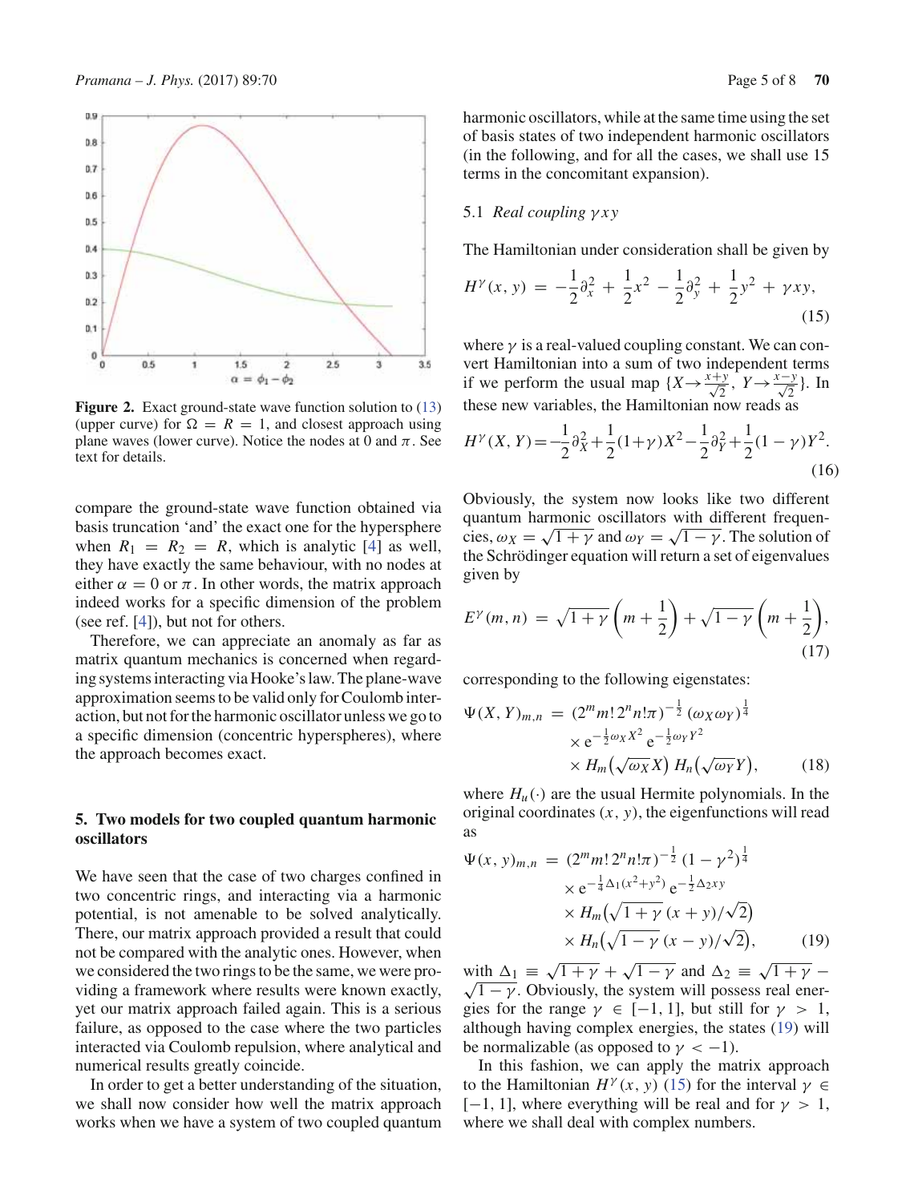**Figure 2.** Exact ground-state wave function solution to (13) (upper curve) for $\Omega = R = 1$, and closest approach using plane waves (lower curve). Notice the nodes at 0 and $\pi$. See text for details.

compare the ground-state wave function obtained via basis truncation 'and' the exact one for the hypersphere when $R_1 = R_2 = R$, which is analytic [4] as well, they have exactly the same behaviour, with no nodes at either $\alpha = 0$ or $\pi$. In other words, the matrix approach indeed works for a specific dimension of the problem (see ref. [4]), but not for others.

Therefore, we can appreciate an anomaly as far as matrix quantum mechanics is concerned when regarding systems interacting via Hooke's law. The plane-wave approximation seems to be valid only for Coulomb interaction, but not for the harmonic oscillator unless we go to a specific dimension (concentric hyperspheres), where the approach becomes exact.

## 5. Two models for two coupled quantum harmonic oscillators

We have seen that the case of two charges confined in two concentric rings, and interacting via a harmonic potential, is not amenable to be solved analytically. There, our matrix approach provided a result that could not be compared with the analytic ones. However, when we considered the two rings to be the same, we were providing a framework where results were known exactly, yet our matrix approach failed again. This is a serious failure, as opposed to the case where the two particles interacted via Coulomb repulsion, where analytical and numerical results greatly coincide.

In order to get a better understanding of the situation, we shall now consider how well the matrix approach works when we have a system of two coupled quantum harmonic oscillators, while at the same time using the set of basis states of two independent harmonic oscillators (in the following, and for all the cases, we shall use 15 terms in the concomitant expansion).

### 5.1 *Real coupling* $\gamma xy$

The Hamiltonian under consideration shall be given by

$$H^{\gamma}(x, y) = -\frac{1}{2}\partial_x^2 + \frac{1}{2}x^2 - \frac{1}{2}\partial_y^2 + \frac{1}{2}y^2 + \gamma xy, \tag{15}$$

where $\gamma$ is a real-valued coupling constant. We can convert Hamiltonian into a sum of two independent terms if we perform the usual map $\{X \to \frac{x+y}{\sqrt{2}},\ Y \to \frac{x-y}{\sqrt{2}}\}$. In these new variables, the Hamiltonian now reads as

$$H^{\gamma}(X, Y) = -\frac{1}{2}\partial_X^2 + \frac{1}{2}(1+\gamma)X^2 - \frac{1}{2}\partial_Y^2 + \frac{1}{2}(1-\gamma)Y^2. \tag{16}$$

Obviously, the system now looks like two different quantum harmonic oscillators with different frequencies, $\omega_X = \sqrt{1+\gamma}$ and $\omega_Y = \sqrt{1-\gamma}$. The solution of the Schrödinger equation will return a set of eigenvalues given by

$$E^{\gamma}(m, n) = \sqrt{1+\gamma}\left(m + \frac{1}{2}\right) + \sqrt{1-\gamma}\left(m + \frac{1}{2}\right), \tag{17}$$

corresponding to the following eigenstates:

$$\Psi(X, Y)_{m,n} = (2^m m!\, 2^n n! \pi)^{-\frac{1}{2}} (\omega_X \omega_Y)^{\frac{1}{4}} \times \mathrm{e}^{-\frac{1}{2}\omega_X X^2}\, \mathrm{e}^{-\frac{1}{2}\omega_Y Y^2} \times H_m\big(\sqrt{\omega_X} X\big)\, H_n\big(\sqrt{\omega_Y} Y\big), \tag{18}$$

where $H_u(\cdot)$ are the usual Hermite polynomials. In the original coordinates $(x, y)$, the eigenfunctions will read as

$$\Psi(x, y)_{m,n} = (2^m m!\, 2^n n! \pi)^{-\frac{1}{2}} (1-\gamma^2)^{\frac{1}{4}} \times \mathrm{e}^{-\frac{1}{4}\Delta_1(x^2+y^2)}\, \mathrm{e}^{-\frac{1}{2}\Delta_2 xy} \times H_m\big(\sqrt{1+\gamma}\,(x+y)/\sqrt{2}\big) \times H_n\big(\sqrt{1-\gamma}\,(x-y)/\sqrt{2}\big), \tag{19}$$

with $\Delta_1 \equiv \sqrt{1+\gamma} + \sqrt{1-\gamma}$ and $\Delta_2 \equiv \sqrt{1+\gamma} - \sqrt{1-\gamma}$. Obviously, the system will possess real energies for the range $\gamma \in [-1, 1]$, but still for $\gamma > 1$, although having complex energies, the states (19) will be normalizable (as opposed to $\gamma < -1$).

In this fashion, we can apply the matrix approach to the Hamiltonian $H^{\gamma}(x, y)$ (15) for the interval $\gamma \in [-1, 1]$, where everything will be real and for $\gamma > 1$, where we shall deal with complex numbers.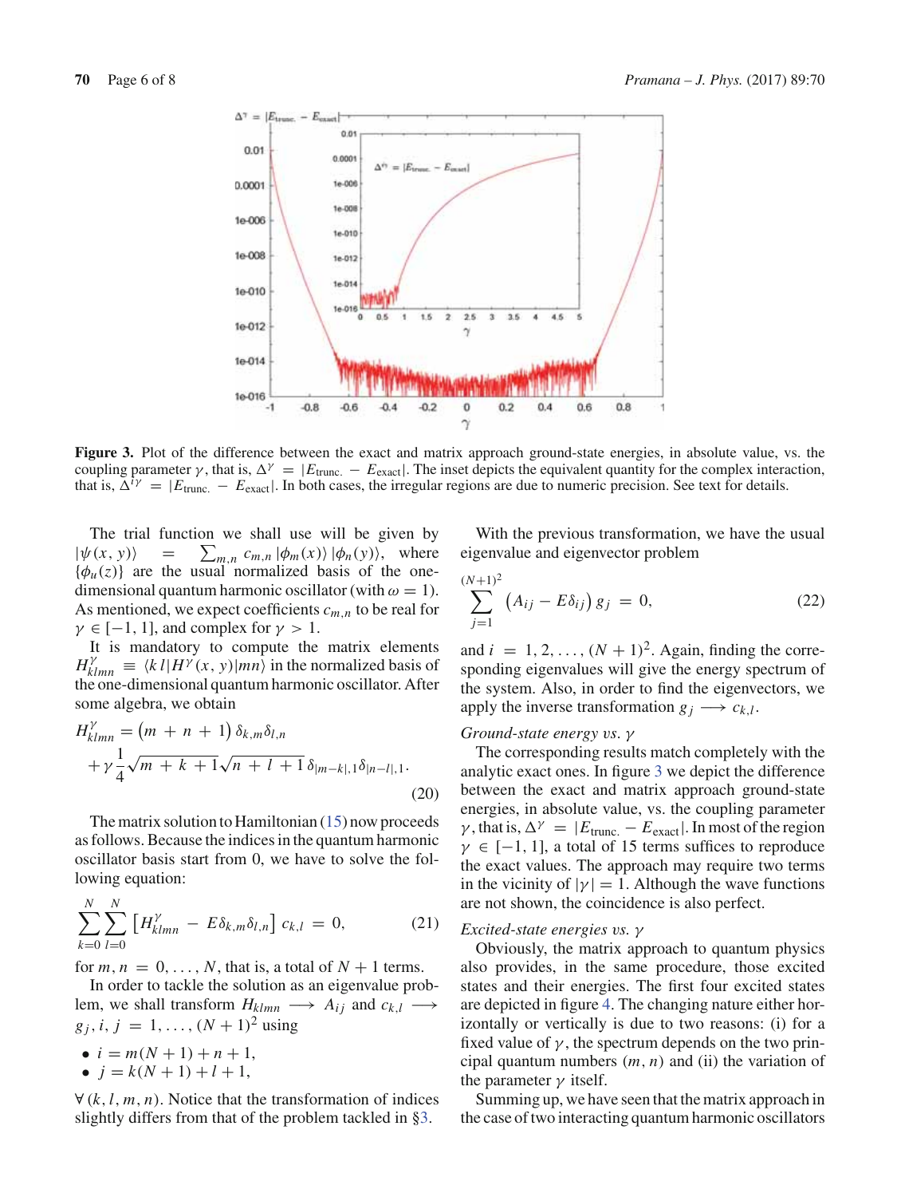**Figure 3.** Plot of the difference between the exact and matrix approach ground-state energies, in absolute value, vs. the coupling parameter $\gamma$, that is, $\Delta^{\gamma} = |E_{\text{trunc.}} - E_{\text{exact}}|$. The inset depicts the equivalent quantity for the complex interaction, that is, $\Delta^{i\gamma} = |E_{\text{trunc.}} - E_{\text{exact}}|$. In both cases, the irregular regions are due to numeric precision. See text for details.

The trial function we shall use will be given by $|\psi(x, y)\rangle = \sum_{m,n} c_{m,n} |\phi_m(x)\rangle |\phi_n(y)\rangle$, where $\{\phi_u(z)\}$ are the usual normalized basis of the one-dimensional quantum harmonic oscillator (with $\omega = 1$). As mentioned, we expect coefficients $c_{m,n}$ to be real for $\gamma \in [-1, 1]$, and complex for $\gamma > 1$.

It is mandatory to compute the matrix elements $H^{\gamma}_{klmn} \equiv \langle k\, l|H^{\gamma}(x, y)|mn\rangle$ in the normalized basis of the one-dimensional quantum harmonic oscillator. After some algebra, we obtain

$$H^{\gamma}_{klmn} = (m + n + 1)\, \delta_{k,m}\delta_{l,n} + \gamma \frac{1}{4}\sqrt{m + k + 1}\sqrt{n + l + 1}\, \delta_{|m-k|,1}\delta_{|n-l|,1}. \tag{20}$$

The matrix solution to Hamiltonian (15) now proceeds as follows. Because the indices in the quantum harmonic oscillator basis start from 0, we have to solve the following equation:

$$\sum_{k=0}^{N}\sum_{l=0}^{N} \left[H^{\gamma}_{klmn} - E\delta_{k,m}\delta_{l,n}\right] c_{k,l} = 0, \tag{21}$$

for $m, n = 0, \ldots, N$, that is, a total of $N + 1$ terms.

In order to tackle the solution as an eigenvalue problem, we shall transform $H_{klmn} \longrightarrow A_{ij}$ and $c_{k,l} \longrightarrow g_j$, $i, j = 1, \ldots, (N + 1)^2$ using

- $i = m(N + 1) + n + 1$,
- $j = k(N + 1) + l + 1$,

$\forall\, (k, l, m, n)$. Notice that the transformation of indices slightly differs from that of the problem tackled in §3.

With the previous transformation, we have the usual eigenvalue and eigenvector problem

$$\sum_{j=1}^{(N+1)^2} \left(A_{ij} - E\delta_{ij}\right) g_j = 0, \tag{22}$$

and $i = 1, 2, \ldots, (N + 1)^2$. Again, finding the corresponding eigenvalues will give the energy spectrum of the system. Also, in order to find the eigenvectors, we apply the inverse transformation $g_j \longrightarrow c_{k,l}$.

*Ground-state energy vs. $\gamma$*

The corresponding results match completely with the analytic exact ones. In figure 3 we depict the difference between the exact and matrix approach ground-state energies, in absolute value, vs. the coupling parameter $\gamma$, that is, $\Delta^{\gamma} = |E_{\text{trunc.}} - E_{\text{exact}}|$. In most of the region $\gamma \in [-1, 1]$, a total of 15 terms suffices to reproduce the exact values. The approach may require two terms in the vicinity of $|\gamma| = 1$. Although the wave functions are not shown, the coincidence is also perfect.

*Excited-state energies vs. $\gamma$*

Obviously, the matrix approach to quantum physics also provides, in the same procedure, those excited states and their energies. The first four excited states are depicted in figure 4. The changing nature either horizontally or vertically is due to two reasons: (i) for a fixed value of $\gamma$, the spectrum depends on the two principal quantum numbers $(m, n)$ and (ii) the variation of the parameter $\gamma$ itself.

Summing up, we have seen that the matrix approach in the case of two interacting quantum harmonic oscillators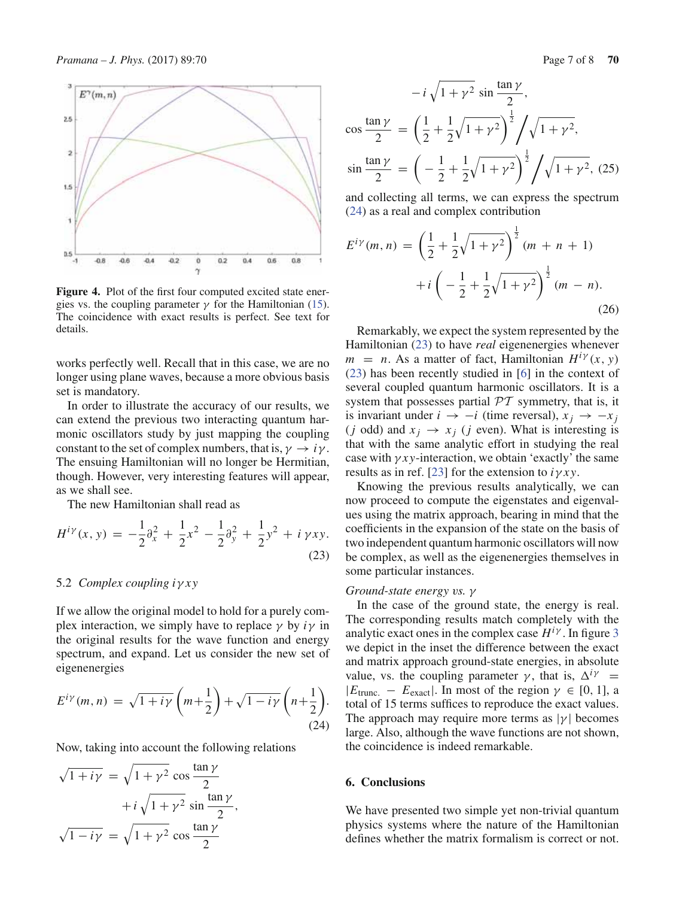Figure 4. Plot of the first four computed excited state energies vs. the coupling parameter $\gamma$ for the Hamiltonian (15). The coincidence with exact results is perfect. See text for details.

works perfectly well. Recall that in this case, we are no longer using plane waves, because a more obvious basis set is mandatory.

In order to illustrate the accuracy of our results, we can extend the previous two interacting quantum harmonic oscillators study by just mapping the coupling constant to the set of complex numbers, that is, $\gamma \to i\gamma$. The ensuing Hamiltonian will no longer be Hermitian, though. However, very interesting features will appear, as we shall see.

The new Hamiltonian shall read as

$$H^{i\gamma}(x, y) = -\frac{1}{2}\partial_x^2 + \frac{1}{2}x^2 - \frac{1}{2}\partial_y^2 + \frac{1}{2}y^2 + i\,\gamma xy. \tag{23}$$

### 5.2 *Complex coupling $i\gamma xy$*

If we allow the original model to hold for a purely complex interaction, we simply have to replace $\gamma$ by $i\gamma$ in the original results for the wave function and energy spectrum, and expand. Let us consider the new set of eigenenergies

$$E^{i\gamma}(m, n) = \sqrt{1 + i\gamma}\left(m + \frac{1}{2}\right) + \sqrt{1 - i\gamma}\left(n + \frac{1}{2}\right). \tag{24}$$

Now, taking into account the following relations

$$\sqrt{1 + i\gamma} = \sqrt{1 + \gamma^2}\,\cos\frac{\tan\gamma}{2} + i\sqrt{1 + \gamma^2}\,\sin\frac{\tan\gamma}{2},$$

$$\sqrt{1 - i\gamma} = \sqrt{1 + \gamma^2}\,\cos\frac{\tan\gamma}{2} - i\sqrt{1 + \gamma^2}\,\sin\frac{\tan\gamma}{2},$$

$$\cos\frac{\tan\gamma}{2} = \left(\frac{1}{2} + \frac{1}{2}\sqrt{1 + \gamma^2}\right)^{\frac{1}{2}} \Big/ \sqrt{1 + \gamma^2},$$

$$\sin\frac{\tan\gamma}{2} = \left(-\frac{1}{2} + \frac{1}{2}\sqrt{1 + \gamma^2}\right)^{\frac{1}{2}} \Big/ \sqrt{1 + \gamma^2}, \tag{25}$$

and collecting all terms, we can express the spectrum (24) as a real and complex contribution

$$E^{i\gamma}(m, n) = \left(\frac{1}{2} + \frac{1}{2}\sqrt{1 + \gamma^2}\right)^{\frac{1}{2}}(m + n + 1) + i\left(-\frac{1}{2} + \frac{1}{2}\sqrt{1 + \gamma^2}\right)^{\frac{1}{2}}(m - n). \tag{26}$$

Remarkably, we expect the system represented by the Hamiltonian (23) to have *real* eigenenergies whenever $m = n$. As a matter of fact, Hamiltonian $H^{i\gamma}(x, y)$ (23) has been recently studied in [6] in the context of several coupled quantum harmonic oscillators. It is a system that possesses partial $\mathcal{PT}$ symmetry, that is, it is invariant under $i \to -i$ (time reversal), $x_j \to -x_j$ ($j$ odd) and $x_j \to x_j$ ($j$ even). What is interesting is that with the same analytic effort in studying the real case with $\gamma xy$-interaction, we obtain 'exactly' the same results as in ref. [23] for the extension to $i\gamma xy$.

Knowing the previous results analytically, we can now proceed to compute the eigenstates and eigenvalues using the matrix approach, bearing in mind that the coefficients in the expansion of the state on the basis of two independent quantum harmonic oscillators will now be complex, as well as the eigenenergies themselves in some particular instances.

*Ground-state energy vs. $\gamma$*

In the case of the ground state, the energy is real. The corresponding results match completely with the analytic exact ones in the complex case $H^{i\gamma}$. In figure 3 we depict in the inset the difference between the exact and matrix approach ground-state energies, in absolute value, vs. the coupling parameter $\gamma$, that is, $\Delta^{i\gamma} = |E_{\text{trunc.}} - E_{\text{exact}}|$. In most of the region $\gamma \in [0, 1]$, a total of 15 terms suffices to reproduce the exact values. The approach may require more terms as $|\gamma|$ becomes large. Also, although the wave functions are not shown, the coincidence is indeed remarkable.

## 6. Conclusions

We have presented two simple yet non-trivial quantum physics systems where the nature of the Hamiltonian defines whether the matrix formalism is correct or not.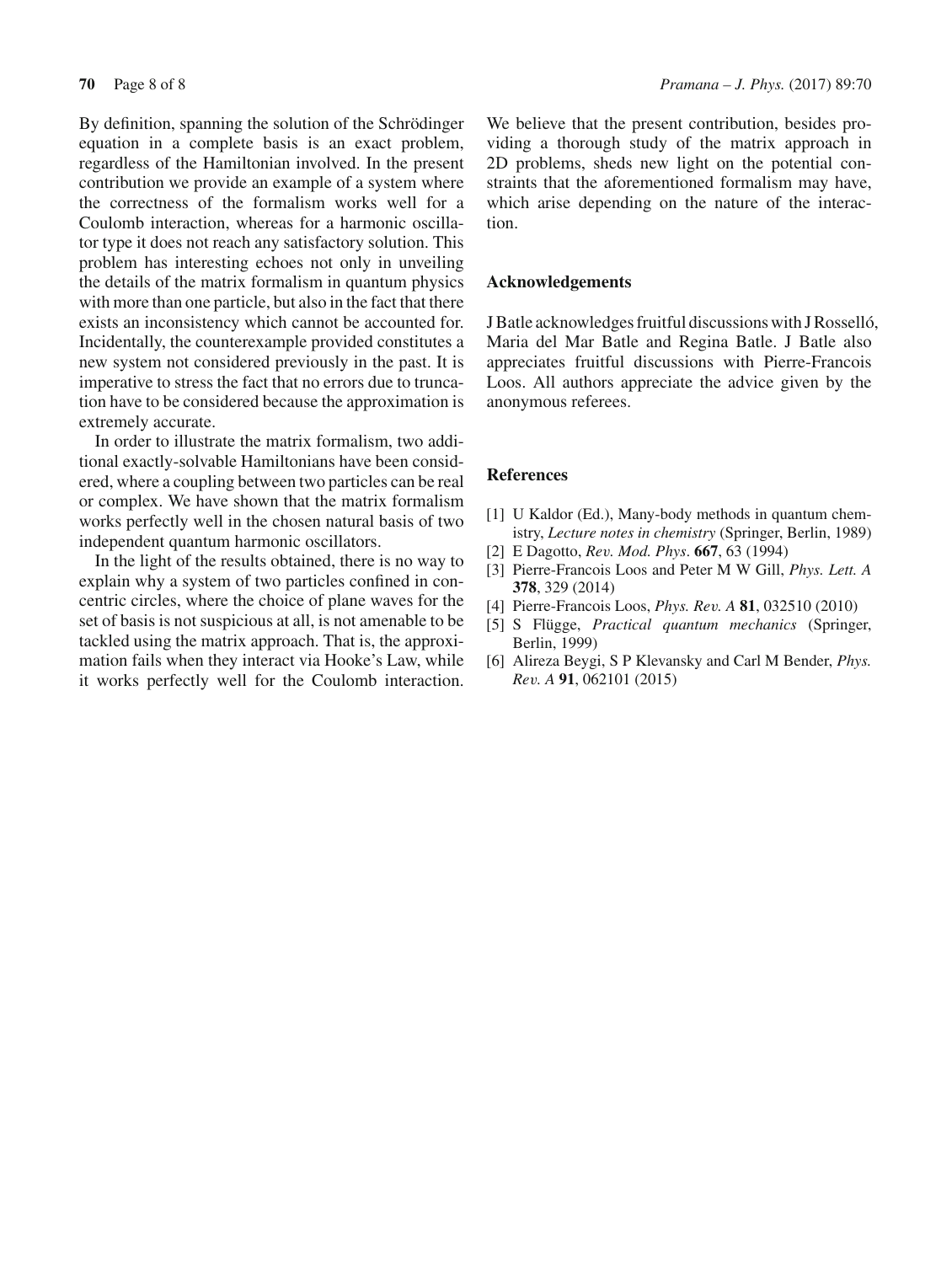By definition, spanning the solution of the Schrödinger equation in a complete basis is an exact problem, regardless of the Hamiltonian involved. In the present contribution we provide an example of a system where the correctness of the formalism works well for a Coulomb interaction, whereas for a harmonic oscillator type it does not reach any satisfactory solution. This problem has interesting echoes not only in unveiling the details of the matrix formalism in quantum physics with more than one particle, but also in the fact that there exists an inconsistency which cannot be accounted for. Incidentally, the counterexample provided constitutes a new system not considered previously in the past. It is imperative to stress the fact that no errors due to truncation have to be considered because the approximation is extremely accurate.

In order to illustrate the matrix formalism, two additional exactly-solvable Hamiltonians have been considered, where a coupling between two particles can be real or complex. We have shown that the matrix formalism works perfectly well in the chosen natural basis of two independent quantum harmonic oscillators.

In the light of the results obtained, there is no way to explain why a system of two particles confined in concentric circles, where the choice of plane waves for the set of basis is not suspicious at all, is not amenable to be tackled using the matrix approach. That is, the approximation fails when they interact via Hooke's Law, while it works perfectly well for the Coulomb interaction. We believe that the present contribution, besides providing a thorough study of the matrix approach in 2D problems, sheds new light on the potential constraints that the aforementioned formalism may have, which arise depending on the nature of the interaction.

## Acknowledgements

J Batle acknowledges fruitful discussions with J Rosselló, Maria del Mar Batle and Regina Batle. J Batle also appreciates fruitful discussions with Pierre-Francois Loos. All authors appreciate the advice given by the anonymous referees.

## References

[1] U Kaldor (Ed.), Many-body methods in quantum chemistry, *Lecture notes in chemistry* (Springer, Berlin, 1989)

[2] E Dagotto, *Rev. Mod. Phys.* **667**, 63 (1994)

[3] Pierre-Francois Loos and Peter M W Gill, *Phys. Lett. A* **378**, 329 (2014)

[4] Pierre-Francois Loos, *Phys. Rev. A* **81**, 032510 (2010)

[5] S Flügge, *Practical quantum mechanics* (Springer, Berlin, 1999)

[6] Alireza Beygi, S P Klevansky and Carl M Bender, *Phys. Rev. A* **91**, 062101 (2015)